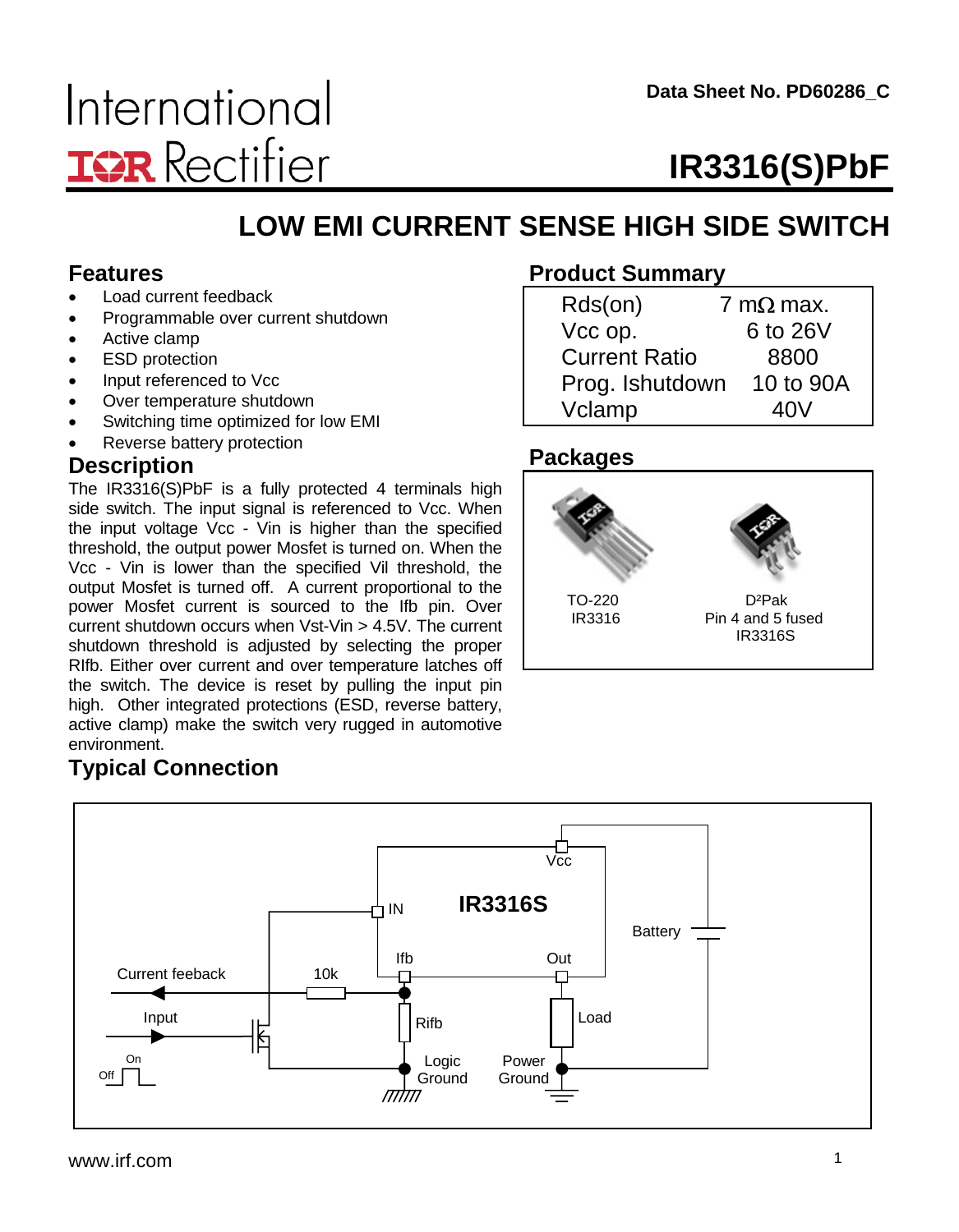Data Sheet No. PD60286_C

International IOR Rectifier

# IR3316(S)PbF

## LOW EMI CURRENT SENSE HIGH SIDE SWITCH

### Features

- Load current feedback
- Programmable over current shutdown
- Active clamp
- ESD protection
- Input referenced to Vcc
- Over temperature shutdown
- Switching time optimized for low EMI
- Reverse battery protection

### Product Summary

| | |
|---|---|
| Rds(on) | 7 mΩ max. |
| Vcc op. | 6 to 26V |
| Current Ratio | 8800 |
| Prog. Ishutdown | 10 to 90A |
| Vclamp | 40V |

### Packages

TO-220
IR3316

D²Pak
Pin 4 and 5 fused
IR3316S

### Description

The IR3316(S)PbF is a fully protected 4 terminals high side switch. The input signal is referenced to Vcc. When the input voltage Vcc - Vin is higher than the specified threshold, the output power Mosfet is turned on. When the Vcc - Vin is lower than the specified Vil threshold, the output Mosfet is turned off. A current proportional to the power Mosfet current is sourced to the Ifb pin. Over current shutdown occurs when Vst-Vin > 4.5V. The current shutdown threshold is adjusted by selecting the proper RIfb. Either over current and over temperature latches off the switch. The device is reset by pulling the input pin high. Other integrated protections (ESD, reverse battery, active clamp) make the switch very rugged in automotive environment.

### Typical Connection

Vcc, IN, IR3316S, Battery, Ifb, Out, Current feeback, 10k, Input, Rifb, Load, On, Off, Logic Ground, Power Ground

www.irf.com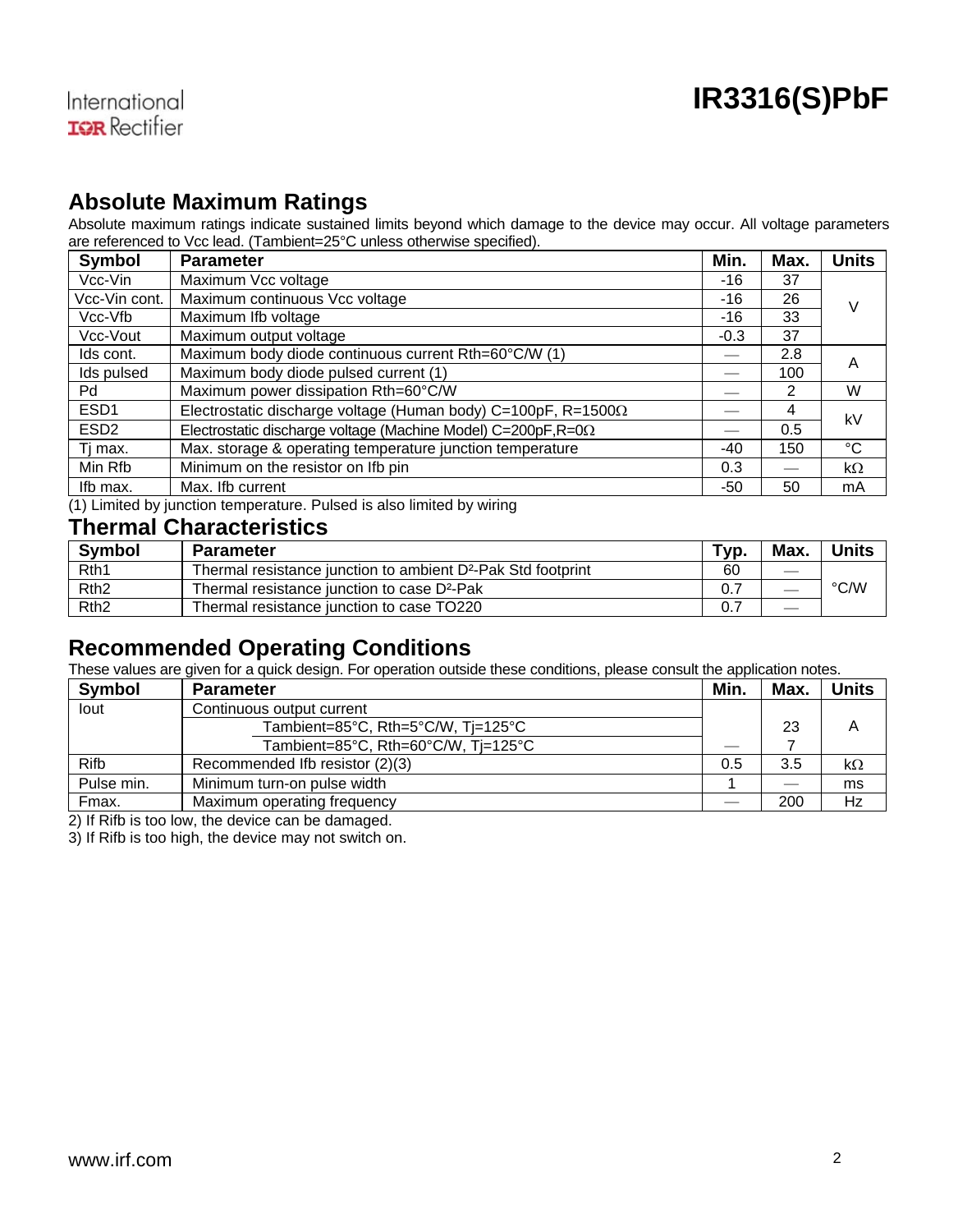## Absolute Maximum Ratings

Absolute maximum ratings indicate sustained limits beyond which damage to the device may occur. All voltage parameters are referenced to Vcc lead. (Tambient=25°C unless otherwise specified).

| Symbol | Parameter | Min. | Max. | Units |
|---|---|---|---|---|
| Vcc-Vin | Maximum Vcc voltage | -16 | 37 | V |
| Vcc-Vin cont. | Maximum continuous Vcc voltage | -16 | 26 | |
| Vcc-Vfb | Maximum Ifb voltage | -16 | 33 | |
| Vcc-Vout | Maximum output voltage | -0.3 | 37 | |
| Ids cont. | Maximum body diode continuous current Rth=60°C/W (1) | — | 2.8 | A |
| Ids pulsed | Maximum body diode pulsed current (1) | — | 100 | |
| Pd | Maximum power dissipation Rth=60°C/W | — | 2 | W |
| ESD1 | Electrostatic discharge voltage (Human body) C=100pF, R=1500Ω | — | 4 | kV |
| ESD2 | Electrostatic discharge voltage (Machine Model) C=200pF,R=0Ω | — | 0.5 | |
| Tj max. | Max. storage & operating temperature junction temperature | -40 | 150 | °C |
| Min Rfb | Minimum on the resistor on Ifb pin | 0.3 | — | kΩ |
| Ifb max. | Max. Ifb current | -50 | 50 | mA |

(1) Limited by junction temperature. Pulsed is also limited by wiring

## Thermal Characteristics

| Symbol | Parameter | Typ. | Max. | Units |
|---|---|---|---|---|
| Rth1 | Thermal resistance junction to ambient D²-Pak Std footprint | 60 | — | °C/W |
| Rth2 | Thermal resistance junction to case D²-Pak | 0.7 | — | |
| Rth2 | Thermal resistance junction to case TO220 | 0.7 | — | |

## Recommended Operating Conditions

These values are given for a quick design. For operation outside these conditions, please consult the application notes.

| Symbol | Parameter | Min. | Max. | Units |
|---|---|---|---|---|
| Iout | Continuous output current | | | A |
| | Tambient=85°C, Rth=5°C/W, Tj=125°C | | 23 | |
| | Tambient=85°C, Rth=60°C/W, Tj=125°C | — | 7 | |
| Rifb | Recommended Ifb resistor (2)(3) | 0.5 | 3.5 | kΩ |
| Pulse min. | Minimum turn-on pulse width | 1 | — | ms |
| Fmax. | Maximum operating frequency | — | 200 | Hz |

2) If Rifb is too low, the device can be damaged.
3) If Rifb is too high, the device may not switch on.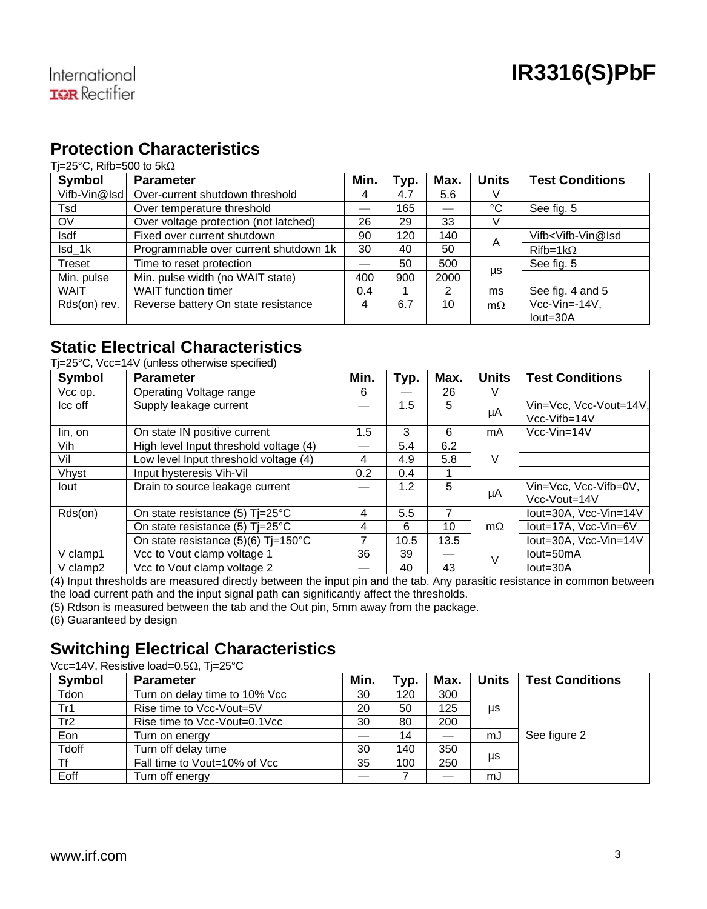## Protection Characteristics

Tj=25°C, Rifb=500 to 5kΩ

| Symbol | Parameter | Min. | Typ. | Max. | Units | Test Conditions |
|---|---|---|---|---|---|---|
| Vifb-Vin@Isd | Over-current shutdown threshold | 4 | 4.7 | 5.6 | V | |
| Tsd | Over temperature threshold | — | 165 | — | °C | See fig. 5 |
| OV | Over voltage protection (not latched) | 26 | 29 | 33 | V | |
| Isdf | Fixed over current shutdown | 90 | 120 | 140 | A | Vifb<Vifb-Vin@Isd |
| Isd_1k | Programmable over current shutdown 1k | 30 | 40 | 50 | A | Rifb=1kΩ |
| Treset | Time to reset protection | — | 50 | 500 | µs | See fig. 5 |
| Min. pulse | Min. pulse width (no WAIT state) | 400 | 900 | 2000 | µs | |
| WAIT | WAIT function timer | 0.4 | 1 | 2 | ms | See fig. 4 and 5 |
| Rds(on) rev. | Reverse battery On state resistance | 4 | 6.7 | 10 | mΩ | Vcc-Vin=-14V, Iout=30A |

## Static Electrical Characteristics

Tj=25°C, Vcc=14V (unless otherwise specified)

| Symbol | Parameter | Min. | Typ. | Max. | Units | Test Conditions |
|---|---|---|---|---|---|---|
| Vcc op. | Operating Voltage range | 6 | — | 26 | V | |
| Icc off | Supply leakage current | — | 1.5 | 5 | µA | Vin=Vcc, Vcc-Vout=14V, Vcc-Vifb=14V |
| Iin, on | On state IN positive current | 1.5 | 3 | 6 | mA | Vcc-Vin=14V |
| Vih | High level Input threshold voltage (4) | — | 5.4 | 6.2 | V | |
| Vil | Low level Input threshold voltage (4) | 4 | 4.9 | 5.8 | V | |
| Vhyst | Input hysteresis Vih-Vil | 0.2 | 0.4 | 1 | V | |
| Iout | Drain to source leakage current | — | 1.2 | 5 | µA | Vin=Vcc, Vcc-Vifb=0V, Vcc-Vout=14V |
| Rds(on) | On state resistance (5) Tj=25°C | 4 | 5.5 | 7 | mΩ | Iout=30A, Vcc-Vin=14V |
| | On state resistance (5) Tj=25°C | 4 | 6 | 10 | mΩ | Iout=17A, Vcc-Vin=6V |
| | On state resistance (5)(6) Tj=150°C | 7 | 10.5 | 13.5 | mΩ | Iout=30A, Vcc-Vin=14V |
| V clamp1 | Vcc to Vout clamp voltage 1 | 36 | 39 | — | V | Iout=50mA |
| V clamp2 | Vcc to Vout clamp voltage 2 | — | 40 | 43 | V | Iout=30A |

(4) Input thresholds are measured directly between the input pin and the tab. Any parasitic resistance in common between the load current path and the input signal path can significantly affect the thresholds.
(5) Rdson is measured between the tab and the Out pin, 5mm away from the package.
(6) Guaranteed by design

## Switching Electrical Characteristics

Vcc=14V, Resistive load=0.5Ω, Tj=25°C

| Symbol | Parameter | Min. | Typ. | Max. | Units | Test Conditions |
|---|---|---|---|---|---|---|
| Tdon | Turn on delay time to 10% Vcc | 30 | 120 | 300 | µs | See figure 2 |
| Tr1 | Rise time to Vcc-Vout=5V | 20 | 50 | 125 | µs | See figure 2 |
| Tr2 | Rise time to Vcc-Vout=0.1Vcc | 30 | 80 | 200 | µs | See figure 2 |
| Eon | Turn on energy | — | 14 | — | mJ | See figure 2 |
| Tdoff | Turn off delay time | 30 | 140 | 350 | µs | See figure 2 |
| Tf | Fall time to Vout=10% of Vcc | 35 | 100 | 250 | µs | See figure 2 |
| Eoff | Turn off energy | — | 7 | — | mJ | See figure 2 |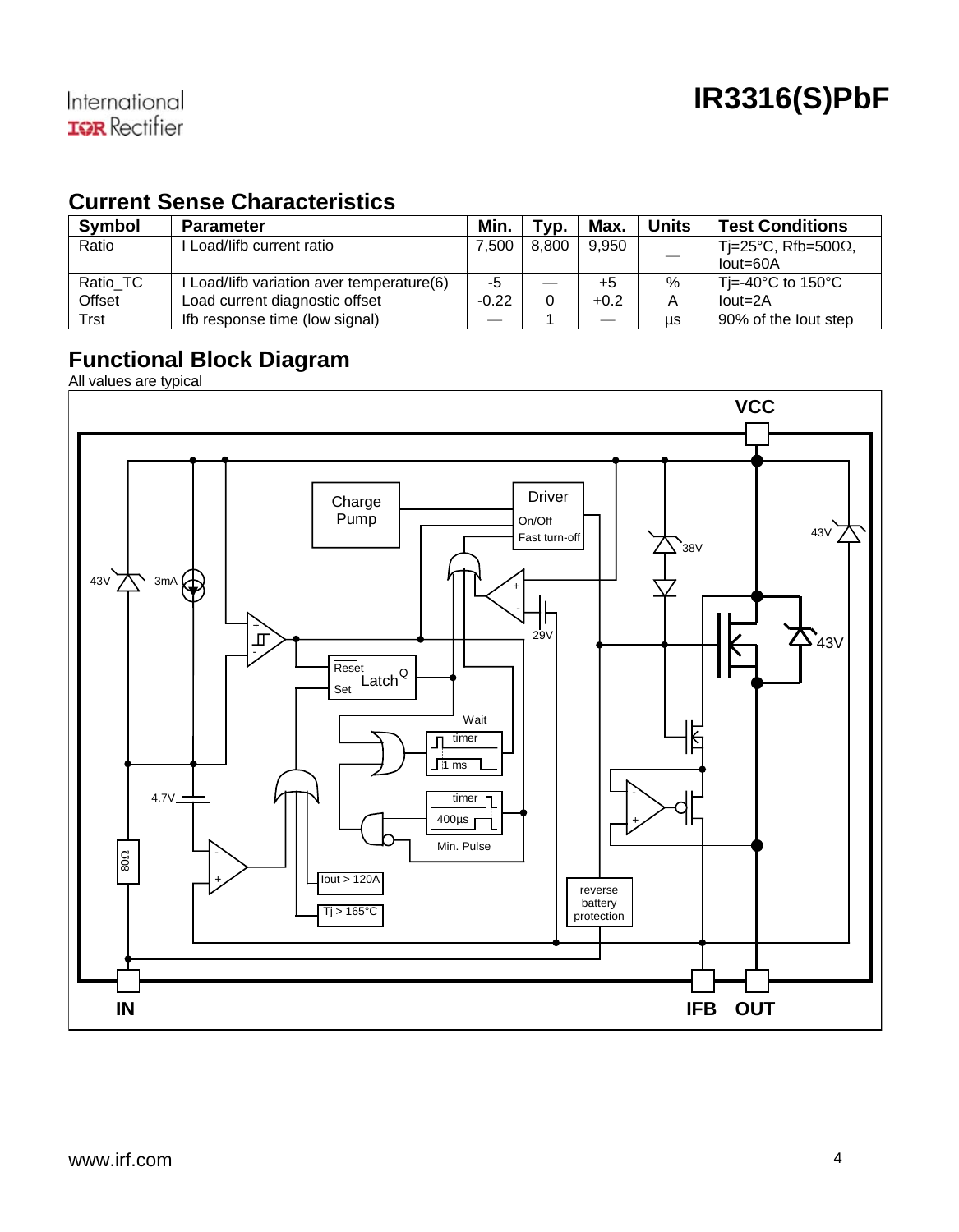## Current Sense Characteristics

| Symbol | Parameter | Min. | Typ. | Max. | Units | Test Conditions |
|---|---|---|---|---|---|---|
| Ratio | I Load/Iifb current ratio | 7,500 | 8,800 | 9,950 | — | Tj=25°C, Rfb=500Ω, Iout=60A |
| Ratio_TC | I Load/Iifb variation aver temperature(6) | -5 | — | +5 | % | Tj=-40°C to 150°C |
| Offset | Load current diagnostic offset | -0.22 | 0 | +0.2 | A | Iout=2A |
| Trst | Ifb response time (low signal) | — | 1 | — | µs | 90% of the Iout step |

## Functional Block Diagram

All values are typical

VCC

Charge Pump

Driver
On/Off
Fast turn-off

43V  3mA

38V  43V  43V  29V

Reset  Latch Q  Set

Wait  timer  1 ms

4.7V  timer  400µs  Min. Pulse

80Ω

Iout > 120A

Tj > 165°C

reverse battery protection

IN  IFB  OUT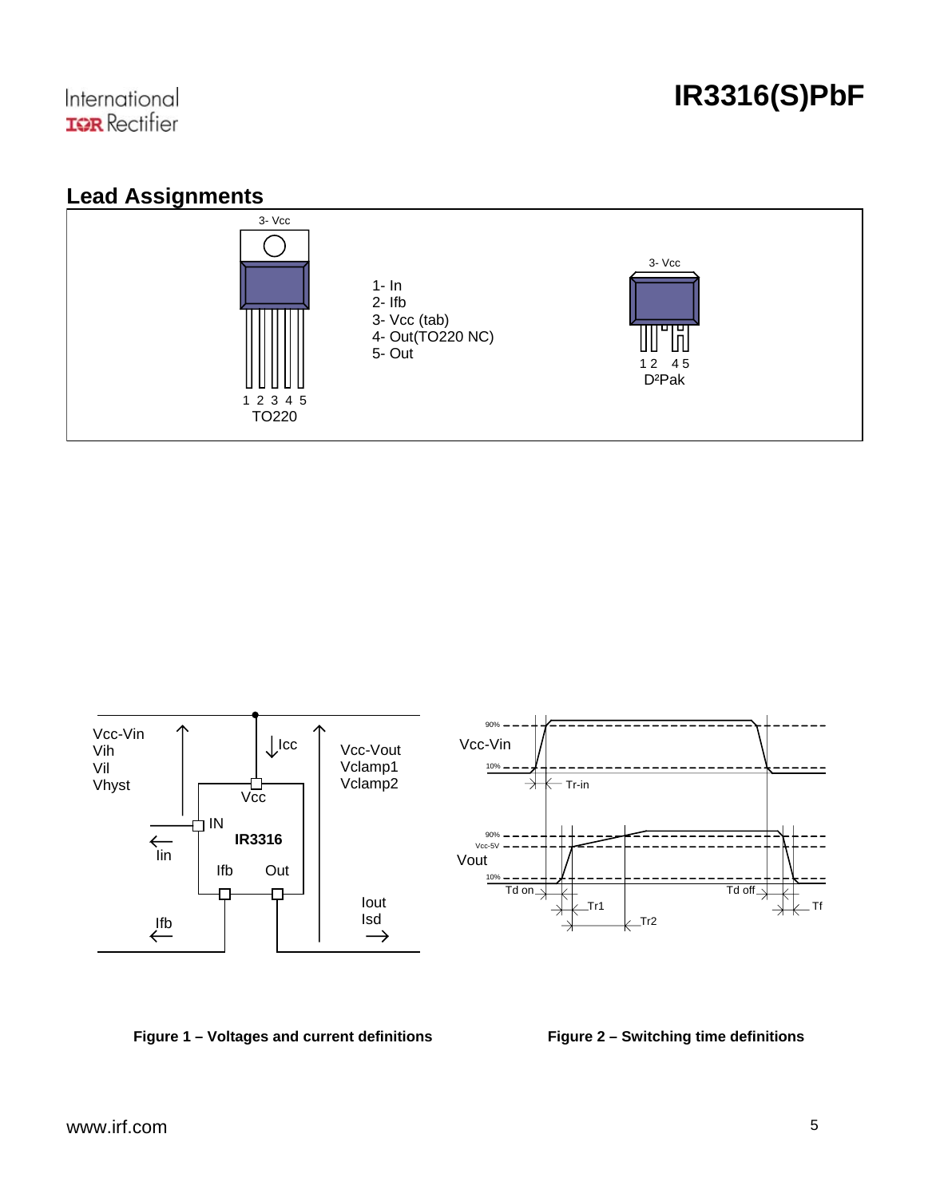## Lead Assignments

3- Vcc

1 2 3 4 5
TO220

1- In
2- Ifb
3- Vcc (tab)
4- Out(TO220 NC)
5- Out

3- Vcc

1 2 4 5
D²Pak

Vcc-Vin
Vih
Vil
Vhyst

Icc

Vcc-Vout
Vclamp1
Vclamp2

Vcc
IN
IR3316
Iin
Ifb
Out
Iout
Isd
Ifb

90%
Vcc-Vin
10%
Tr-in

90%
Vcc-5V
Vout
10%
Td on
Td off
Tr1
Tf
Tr2

**Figure 1 – Voltages and current definitions**

**Figure 2 – Switching time definitions**

www.irf.com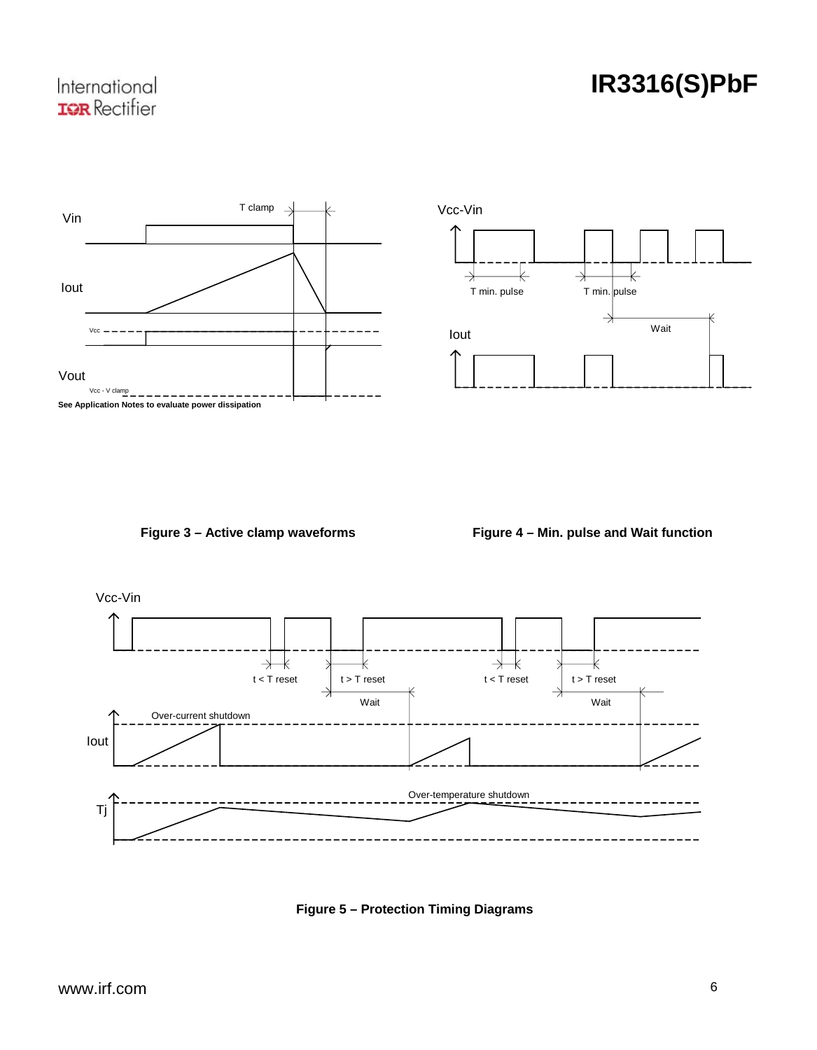See Application Notes to evaluate power dissipation

**Figure 3 – Active clamp waveforms**

**Figure 4 – Min. pulse and Wait function**

**Figure 5 – Protection Timing Diagrams**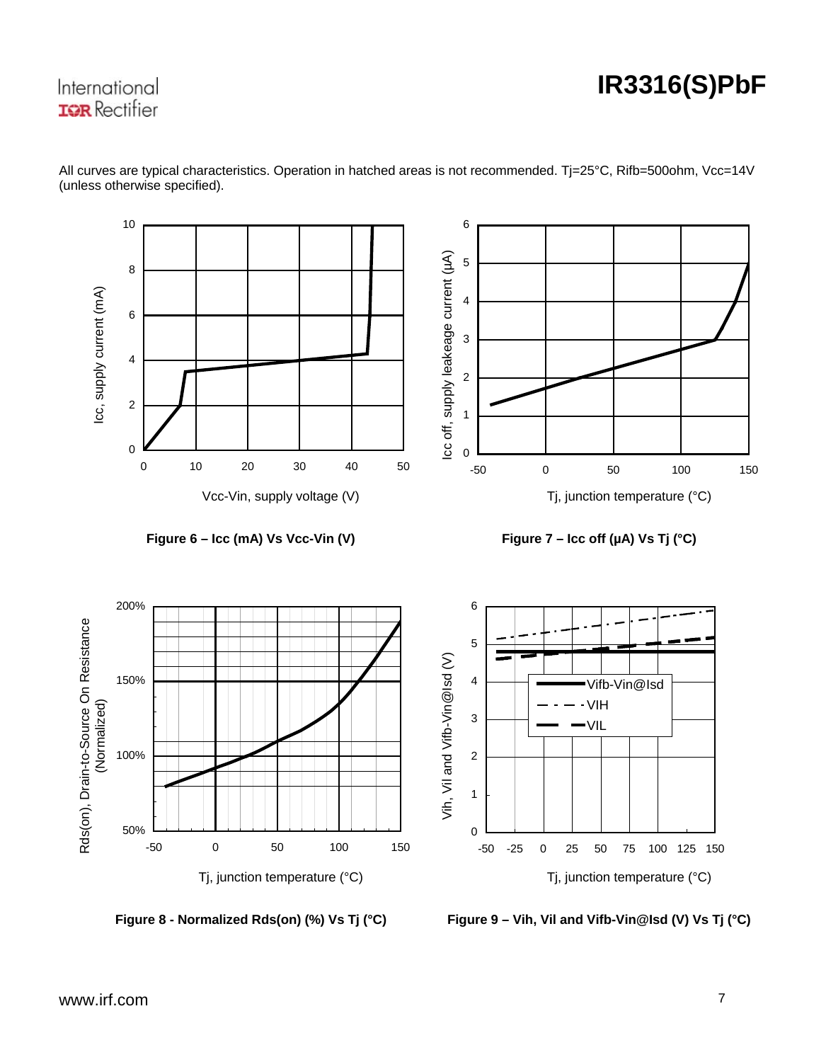All curves are typical characteristics. Operation in hatched areas is not recommended. Tj=25°C, Rifb=500ohm, Vcc=14V (unless otherwise specified).

**Figure 6 – Icc (mA) Vs Vcc-Vin (V)**

**Figure 7 – Icc off (µA) Vs Tj (°C)**

**Figure 8 - Normalized Rds(on) (%) Vs Tj (°C)**

**Figure 9 – Vih, Vil and Vifb-Vin@Isd (V) Vs Tj (°C)**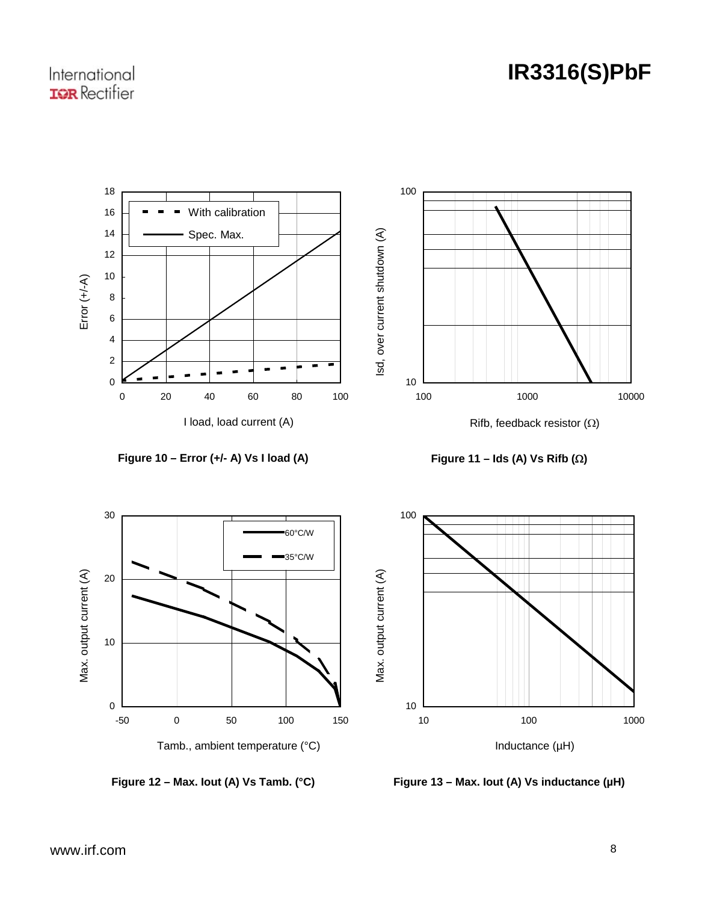Figure 10 – Error (+/- A) Vs I load (A)

Figure 11 – Ids (A) Vs Rifb (Ω)

Figure 12 – Max. Iout (A) Vs Tamb. (°C)

Figure 13 – Max. Iout (A) Vs inductance (µH)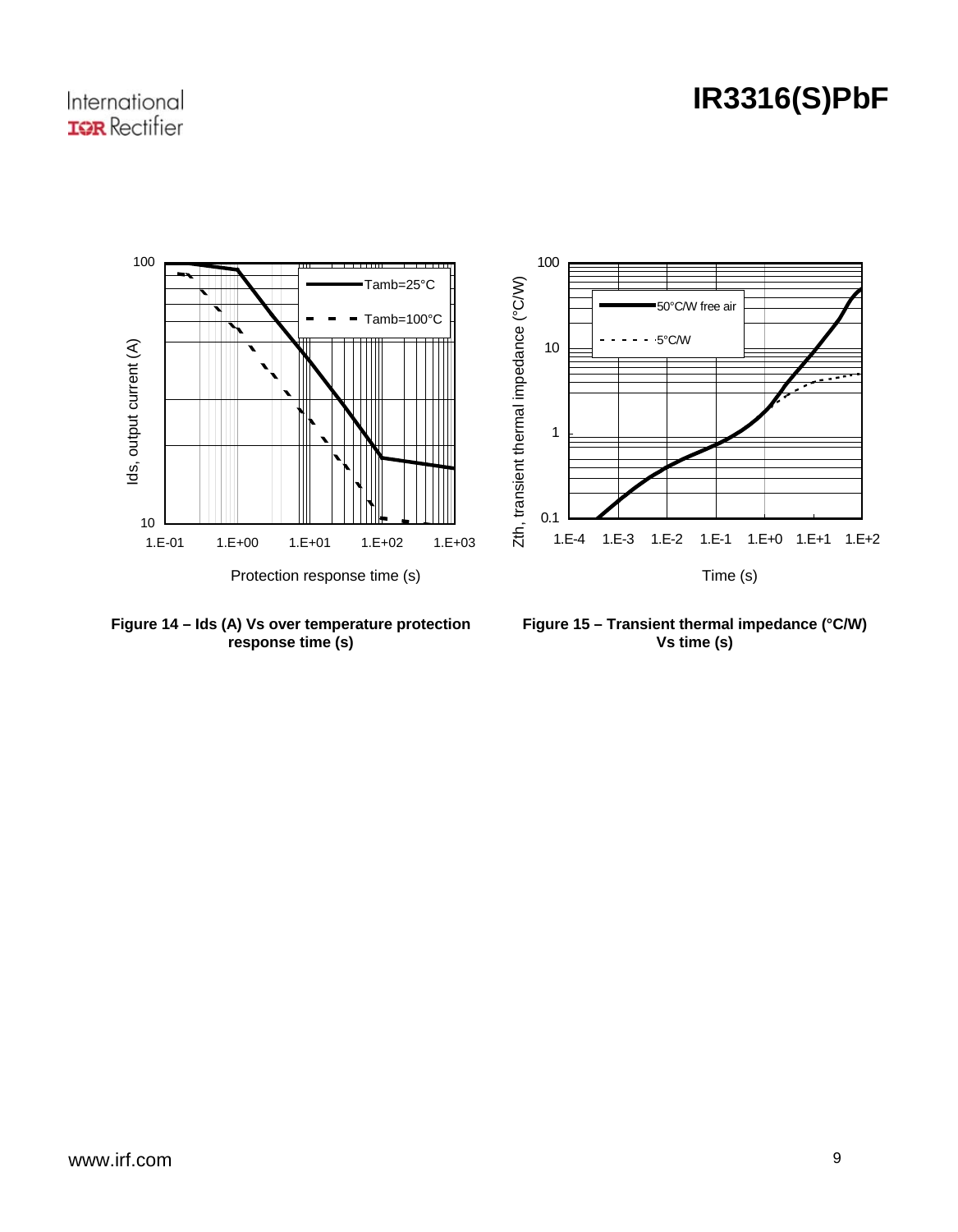Figure 14 – Ids (A) Vs over temperature protection response time (s)

Figure 15 – Transient thermal impedance (°C/W) Vs time (s)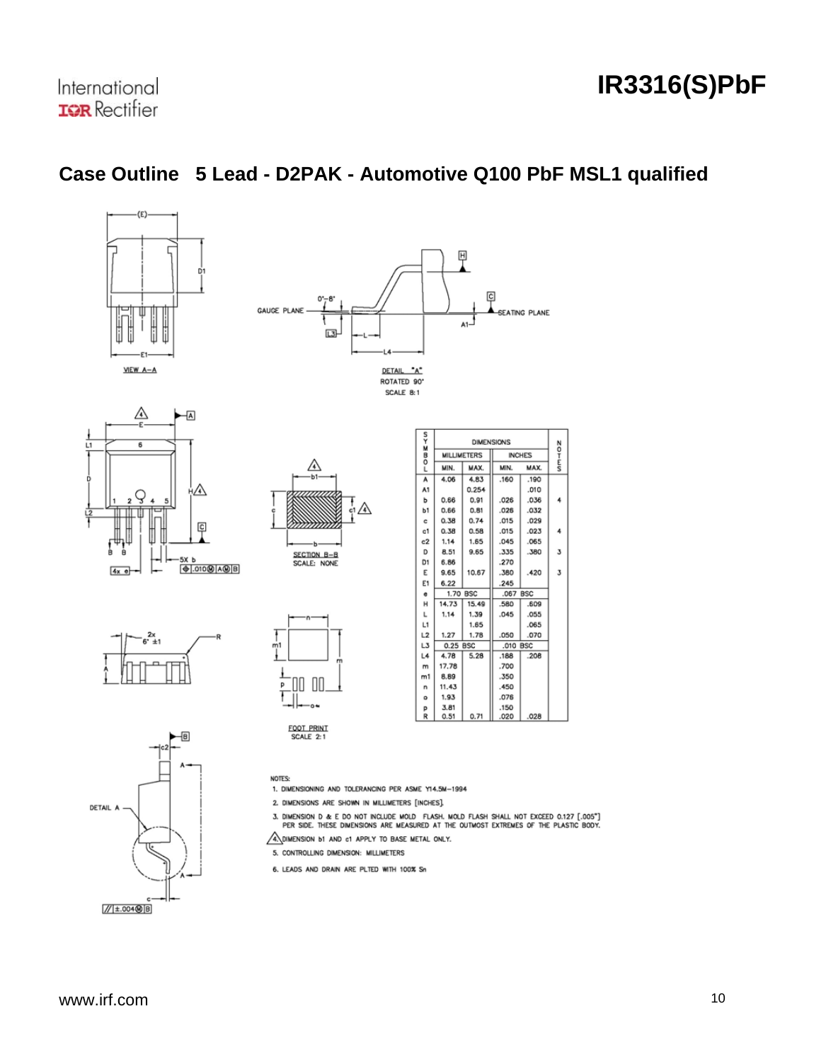## Case Outline 5 Lead - D2PAK - Automotive Q100 PbF MSL1 qualified

| SYMBOL | MILLIMETERS MIN. | MILLIMETERS MAX. | INCHES MIN. | INCHES MAX. | NOTES |
|---|---|---|---|---|---|
| A | 4.06 | 4.83 | .160 | .190 | |
| A1 | | 0.254 | | .010 | |
| b | 0.66 | 0.91 | .026 | .036 | 4 |
| b1 | 0.66 | 0.81 | .026 | .032 | |
| c | 0.38 | 0.74 | .015 | .029 | |
| c1 | 0.38 | 0.58 | .015 | .023 | 4 |
| c2 | 1.14 | 1.65 | .045 | .065 | |
| D | 8.51 | 9.65 | .335 | .380 | 3 |
| D1 | 6.86 | | .270 | | |
| E | 9.65 | 10.67 | .380 | .420 | 3 |
| E1 | 6.22 | | .245 | | |
| e | 1.70 BSC | | .067 BSC | | |
| H | 14.73 | 15.49 | .580 | .609 | |
| L | 1.14 | 1.39 | .045 | .055 | |
| L1 | | 1.65 | | .065 | |
| L2 | 1.27 | 1.78 | .050 | .070 | |
| L3 | 0.25 BSC | | .010 BSC | | |
| L4 | 4.78 | 5.28 | .188 | .208 | |
| m | 17.78 | | .700 | | |
| m1 | 8.89 | | .350 | | |
| n | 11.43 | | .450 | | |
| o | 1.93 | | .076 | | |
| p | 3.81 | | .150 | | |
| R | 0.51 | 0.71 | .020 | .028 | |

NOTES:

1. DIMENSIONING AND TOLERANCING PER ASME Y14.5M-1994
2. DIMENSIONS ARE SHOWN IN MILLIMETERS [INCHES].
3. DIMENSION D & E DO NOT INCLUDE MOLD FLASH. MOLD FLASH SHALL NOT EXCEED 0.127 [.005"] PER SIDE. THESE DIMENSIONS ARE MEASURED AT THE OUTMOST EXTREMES OF THE PLASTIC BODY.
4. DIMENSION b1 AND c1 APPLY TO BASE METAL ONLY.
5. CONTROLLING DIMENSION: MILLIMETERS
6. LEADS AND DRAIN ARE PLTED WITH 100% Sn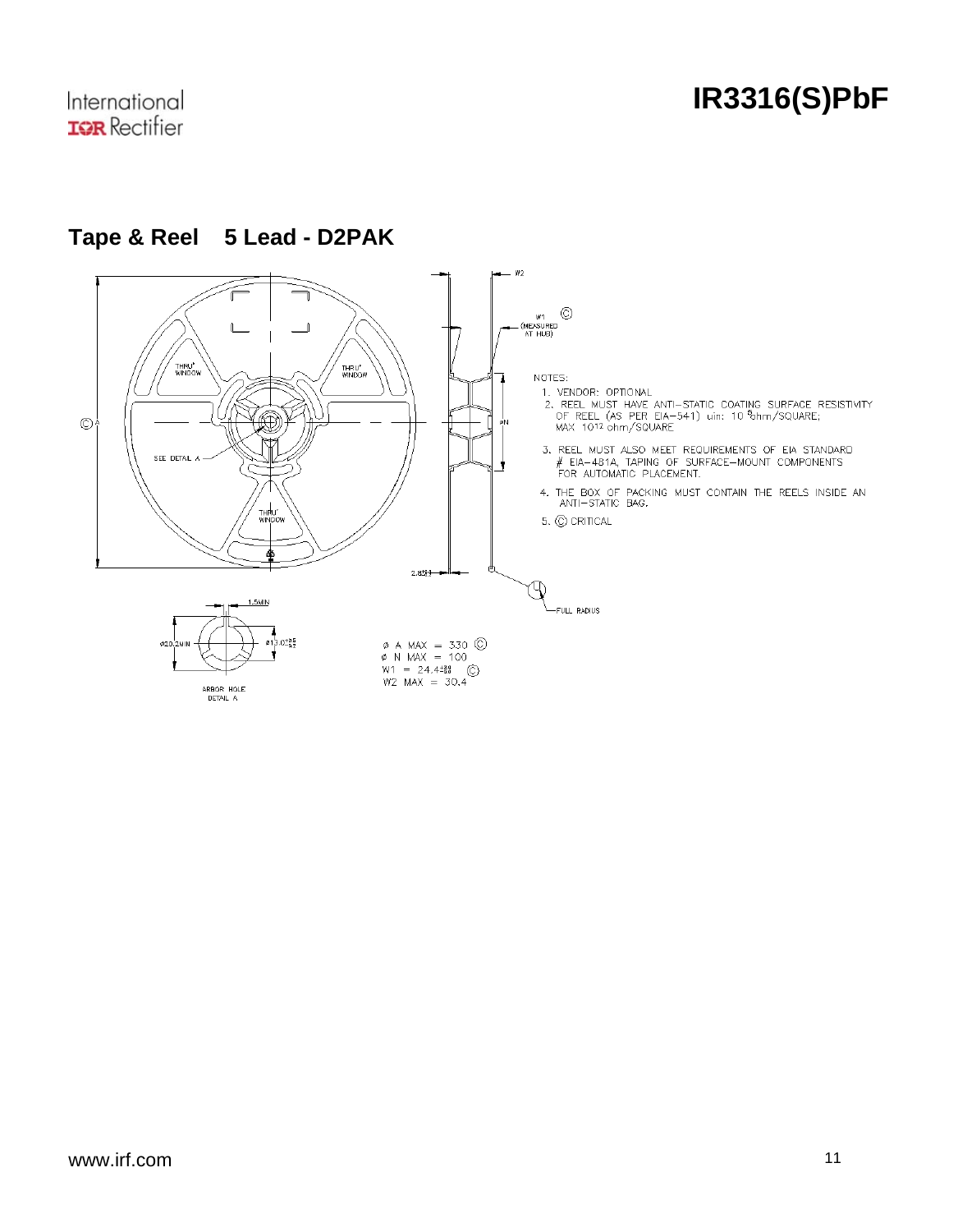## Tape & Reel 5 Lead - D2PAK

NOTES:

1. VENDOR: OPTIONAL
2. REEL MUST HAVE ANTI-STATIC COATING SURFACE RESISTIVITY OF REEL (AS PER EIA-541) uin: $10^{5}$ ohm/SQUARE; MAX $10^{12}$ ohm/SQUARE
3. REEL MUST ALSO MEET REQUIREMENTS OF EIA STANDARD # EIA-481A, TAPING OF SURFACE-MOUNT COMPONENTS FOR AUTOMATIC PLACEMENT.
4. THE BOX OF PACKING MUST CONTAIN THE REELS INSIDE AN ANTI-STATIC BAG.
5. © CRITICAL

Ø A MAX = 330 ©
Ø N MAX = 100
W1 = 24.4 ©
W2 MAX = 30.4

ARBOR HOLE DETAIL A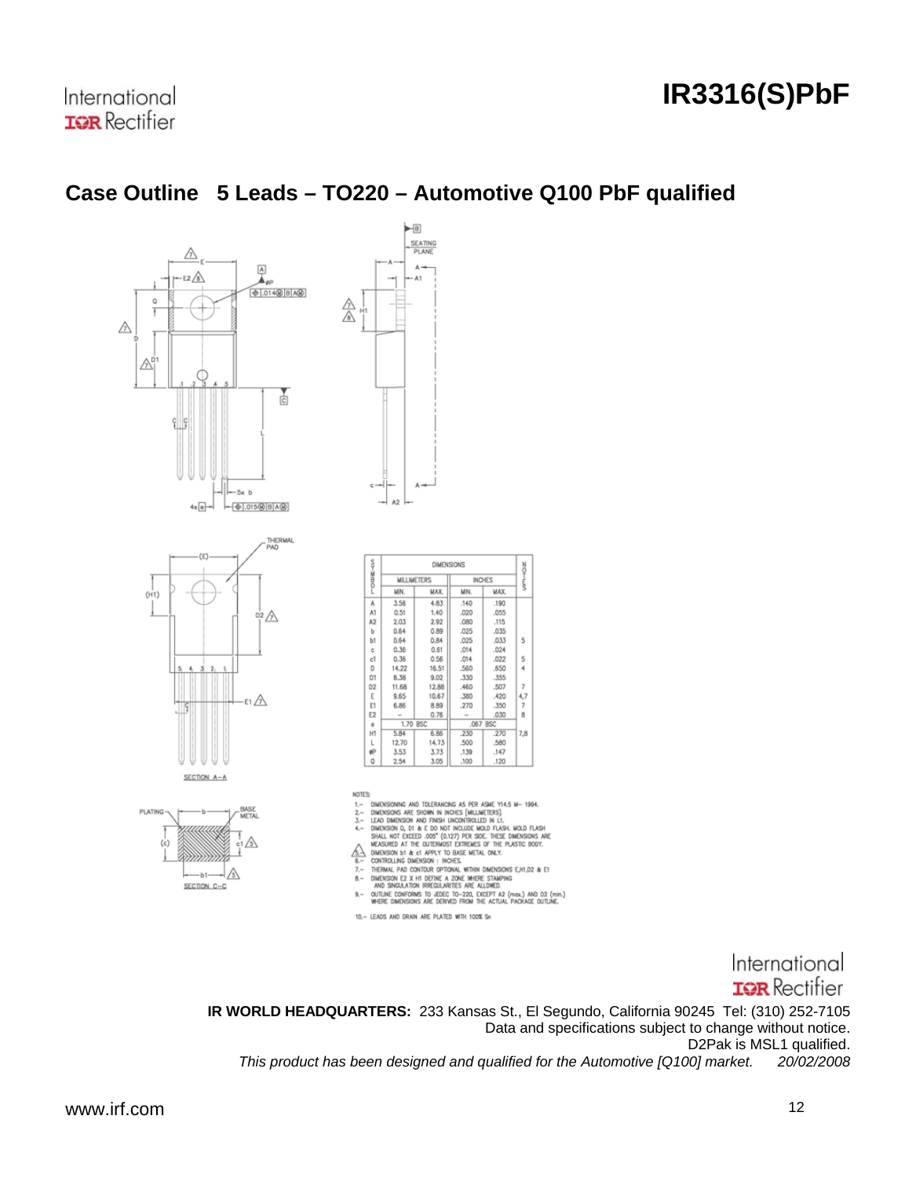## Case Outline 5 Leads – TO220 – Automotive Q100 PbF qualified

| SYMBOL | DIMENSIONS | | | | NOTES |
|---|---|---|---|---|---|
| | MILLIMETERS | | INCHES | | |
| | MIN. | MAX. | MIN. | MAX. | |
| A | 3.56 | 4.83 | .140 | .190 | |
| A1 | 0.51 | 1.40 | .020 | .055 | |
| A2 | 2.03 | 2.92 | .080 | .115 | |
| b | 0.64 | 0.89 | .025 | .035 | |
| b1 | 0.64 | 0.84 | .025 | .033 | 5 |
| c | 0.36 | 0.61 | .014 | .024 | |
| c1 | 0.36 | 0.56 | .014 | .022 | 5 |
| D | 14.22 | 16.51 | .560 | .650 | 4 |
| D1 | 8.38 | 9.02 | .330 | .355 | |
| D2 | 11.68 | 12.88 | .460 | .507 | 7 |
| E | 9.65 | 10.67 | .380 | .420 | 4,7 |
| E1 | 6.86 | 8.89 | .270 | .350 | 7 |
| E2 | – | 0.76 | – | .030 | 8 |
| e | 1.70 BSC | | .067 BSC | | |
| H1 | 5.84 | 6.86 | .230 | .270 | 7,8 |
| L | 12.70 | 14.73 | .500 | .580 | |
| øP | 3.53 | 3.73 | .139 | .147 | |
| Q | 2.54 | 3.05 | .100 | .120 | |

NOTES:

1.– DIMENSIONING AND TOLERANCING AS PER ASME Y14.5 M– 1994.
2.– DIMENSIONS ARE SHOWN IN INCHES [MILLIMETERS].
3.– LEAD DIMENSION AND FINISH UNCONTROLLED IN L1.
4.– DIMENSION D, D1 & E DO NOT INCLUDE MOLD FLASH. MOLD FLASH SHALL NOT EXCEED .005" (0.127) PER SIDE. THESE DIMENSIONS ARE MEASURED AT THE OUTERMOST EXTREMES OF THE PLASTIC BODY.
5.– DIMENSION b1 & c1 APPLY TO BASE METAL ONLY.
6.– CONTROLLING DIMENSION : INCHES.
7.– THERMAL PAD CONTOUR OPTIONAL WITHIN DIMENSIONS E,H1,D2 & E1
8.– DIMENSION E2 X H1 DEFINE A ZONE WHERE STAMPING AND SINGULATION IRREGULARITIES ARE ALLOWED.
9.– OUTLINE CONFORMS TO JEDEC TO–220, EXCEPT A2 (max.) AND D2 (min.) WHERE DIMENSIONS ARE DERIVED FROM THE ACTUAL PACKAGE OUTLINE.

10.– LEADS AND DRAIN ARE PLATED WITH 100% Sn

**IR WORLD HEADQUARTERS:** 233 Kansas St., El Segundo, California 90245 Tel: (310) 252-7105
Data and specifications subject to change without notice.
D2Pak is MSL1 qualified.
*This product has been designed and qualified for the Automotive [Q100] market. 20/02/2008*